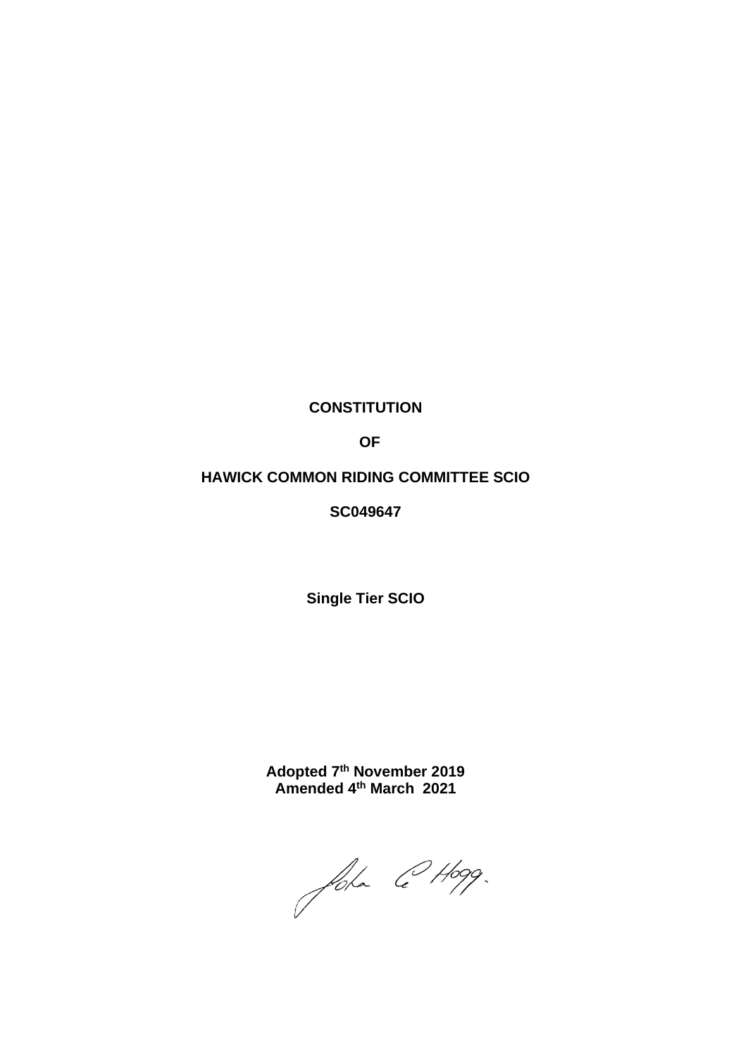**CONSTITUTION**

**OF**

**HAWICK COMMON RIDING COMMITTEE SCIO**

**SC049647**

**Single Tier SCIO**

**Adopted 7th November 2019**
**Amended 4th March 2021**

John C Hogg.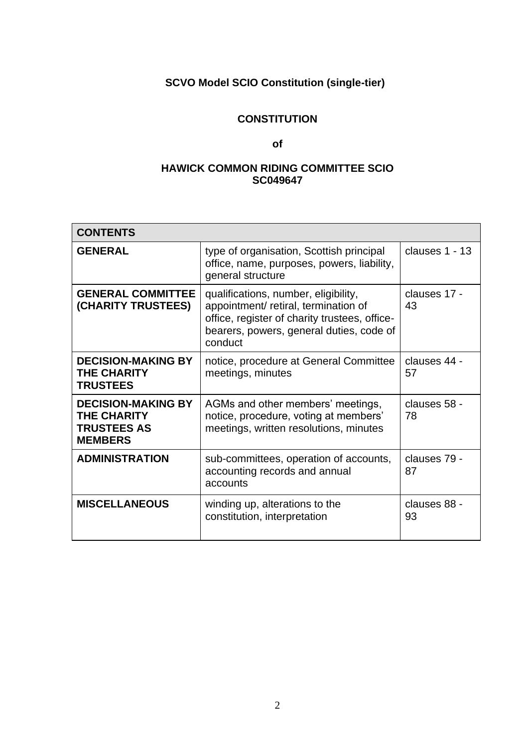**SCVO Model SCIO Constitution (single-tier)**

# CONSTITUTION

**of**

**HAWICK COMMON RIDING COMMITTEE SCIO**
**SC049647**

| CONTENTS | | |
|---|---|---|
| **GENERAL** | type of organisation, Scottish principal office, name, purposes, powers, liability, general structure | clauses 1 - 13 |
| **GENERAL COMMITTEE (CHARITY TRUSTEES)** | qualifications, number, eligibility, appointment/ retiral, termination of office, register of charity trustees, office-bearers, powers, general duties, code of conduct | clauses 17 - 43 |
| **DECISION-MAKING BY THE CHARITY TRUSTEES** | notice, procedure at General Committee meetings, minutes | clauses 44 - 57 |
| **DECISION-MAKING BY THE CHARITY TRUSTEES AS MEMBERS** | AGMs and other members' meetings, notice, procedure, voting at members' meetings, written resolutions, minutes | clauses 58 - 78 |
| **ADMINISTRATION** | sub-committees, operation of accounts, accounting records and annual accounts | clauses 79 - 87 |
| **MISCELLANEOUS** | winding up, alterations to the constitution, interpretation | clauses 88 - 93 |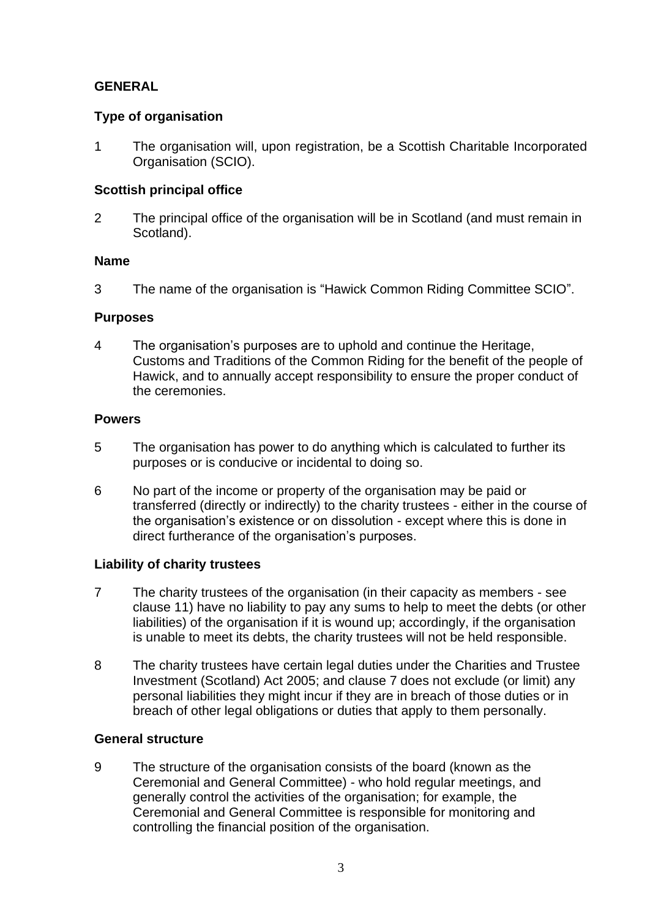## GENERAL

### Type of organisation

1 The organisation will, upon registration, be a Scottish Charitable Incorporated Organisation (SCIO).

### Scottish principal office

2 The principal office of the organisation will be in Scotland (and must remain in Scotland).

### Name

3 The name of the organisation is "Hawick Common Riding Committee SCIO".

### Purposes

4 The organisation's purposes are to uphold and continue the Heritage, Customs and Traditions of the Common Riding for the benefit of the people of Hawick, and to annually accept responsibility to ensure the proper conduct of the ceremonies.

### Powers

5 The organisation has power to do anything which is calculated to further its purposes or is conducive or incidental to doing so.

6 No part of the income or property of the organisation may be paid or transferred (directly or indirectly) to the charity trustees - either in the course of the organisation's existence or on dissolution - except where this is done in direct furtherance of the organisation's purposes.

### Liability of charity trustees

7 The charity trustees of the organisation (in their capacity as members - see clause 11) have no liability to pay any sums to help to meet the debts (or other liabilities) of the organisation if it is wound up; accordingly, if the organisation is unable to meet its debts, the charity trustees will not be held responsible.

8 The charity trustees have certain legal duties under the Charities and Trustee Investment (Scotland) Act 2005; and clause 7 does not exclude (or limit) any personal liabilities they might incur if they are in breach of those duties or in breach of other legal obligations or duties that apply to them personally.

### General structure

9 The structure of the organisation consists of the board (known as the Ceremonial and General Committee) - who hold regular meetings, and generally control the activities of the organisation; for example, the Ceremonial and General Committee is responsible for monitoring and controlling the financial position of the organisation.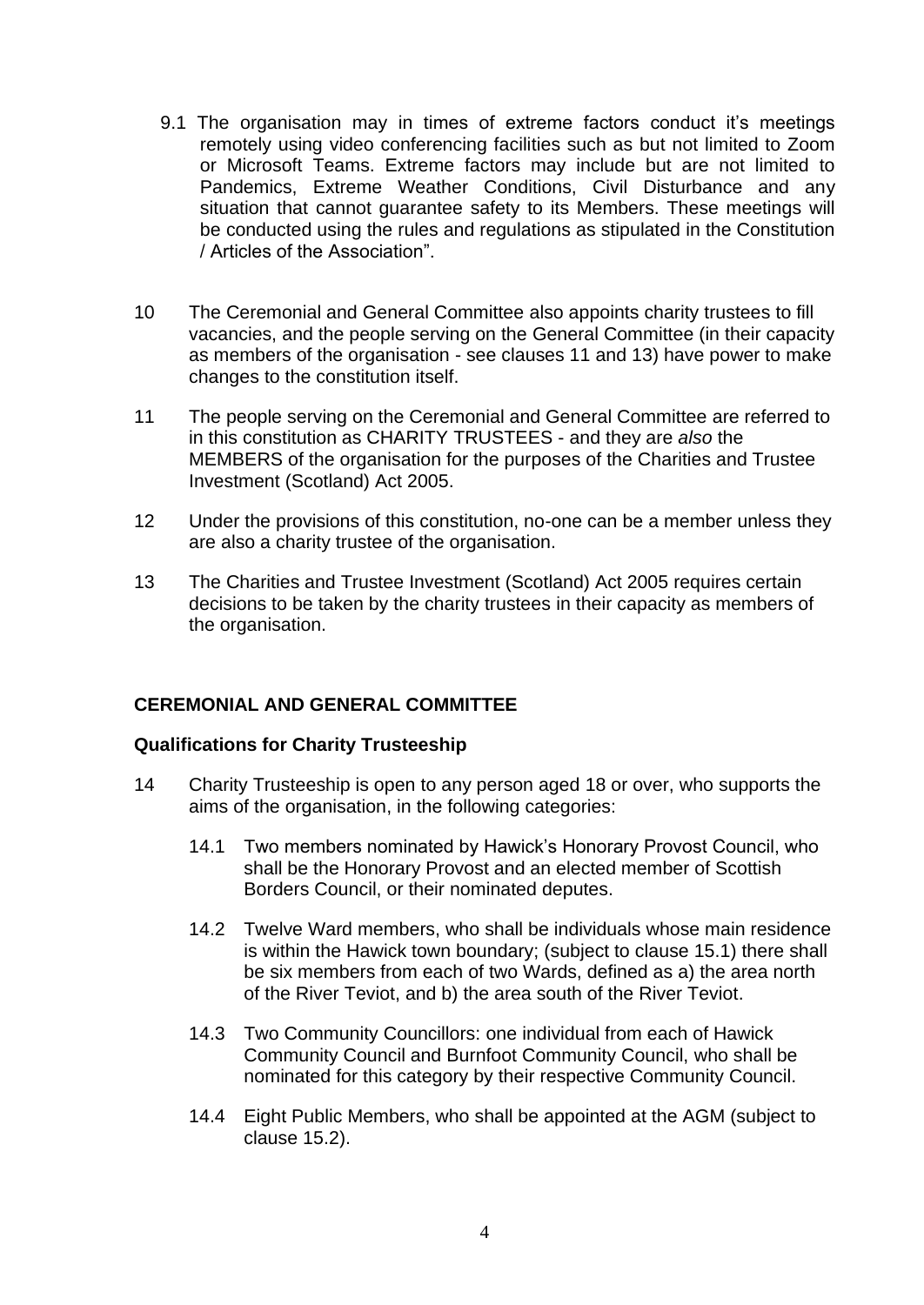9.1 The organisation may in times of extreme factors conduct it's meetings remotely using video conferencing facilities such as but not limited to Zoom or Microsoft Teams. Extreme factors may include but are not limited to Pandemics, Extreme Weather Conditions, Civil Disturbance and any situation that cannot guarantee safety to its Members. These meetings will be conducted using the rules and regulations as stipulated in the Constitution / Articles of the Association".

10 The Ceremonial and General Committee also appoints charity trustees to fill vacancies, and the people serving on the General Committee (in their capacity as members of the organisation - see clauses 11 and 13) have power to make changes to the constitution itself.

11 The people serving on the Ceremonial and General Committee are referred to in this constitution as CHARITY TRUSTEES - and they are *also* the MEMBERS of the organisation for the purposes of the Charities and Trustee Investment (Scotland) Act 2005.

12 Under the provisions of this constitution, no-one can be a member unless they are also a charity trustee of the organisation.

13 The Charities and Trustee Investment (Scotland) Act 2005 requires certain decisions to be taken by the charity trustees in their capacity as members of the organisation.

## CEREMONIAL AND GENERAL COMMITTEE

### Qualifications for Charity Trusteeship

14 Charity Trusteeship is open to any person aged 18 or over, who supports the aims of the organisation, in the following categories:

14.1 Two members nominated by Hawick's Honorary Provost Council, who shall be the Honorary Provost and an elected member of Scottish Borders Council, or their nominated deputes.

14.2 Twelve Ward members, who shall be individuals whose main residence is within the Hawick town boundary; (subject to clause 15.1) there shall be six members from each of two Wards, defined as a) the area north of the River Teviot, and b) the area south of the River Teviot.

14.3 Two Community Councillors: one individual from each of Hawick Community Council and Burnfoot Community Council, who shall be nominated for this category by their respective Community Council.

14.4 Eight Public Members, who shall be appointed at the AGM (subject to clause 15.2).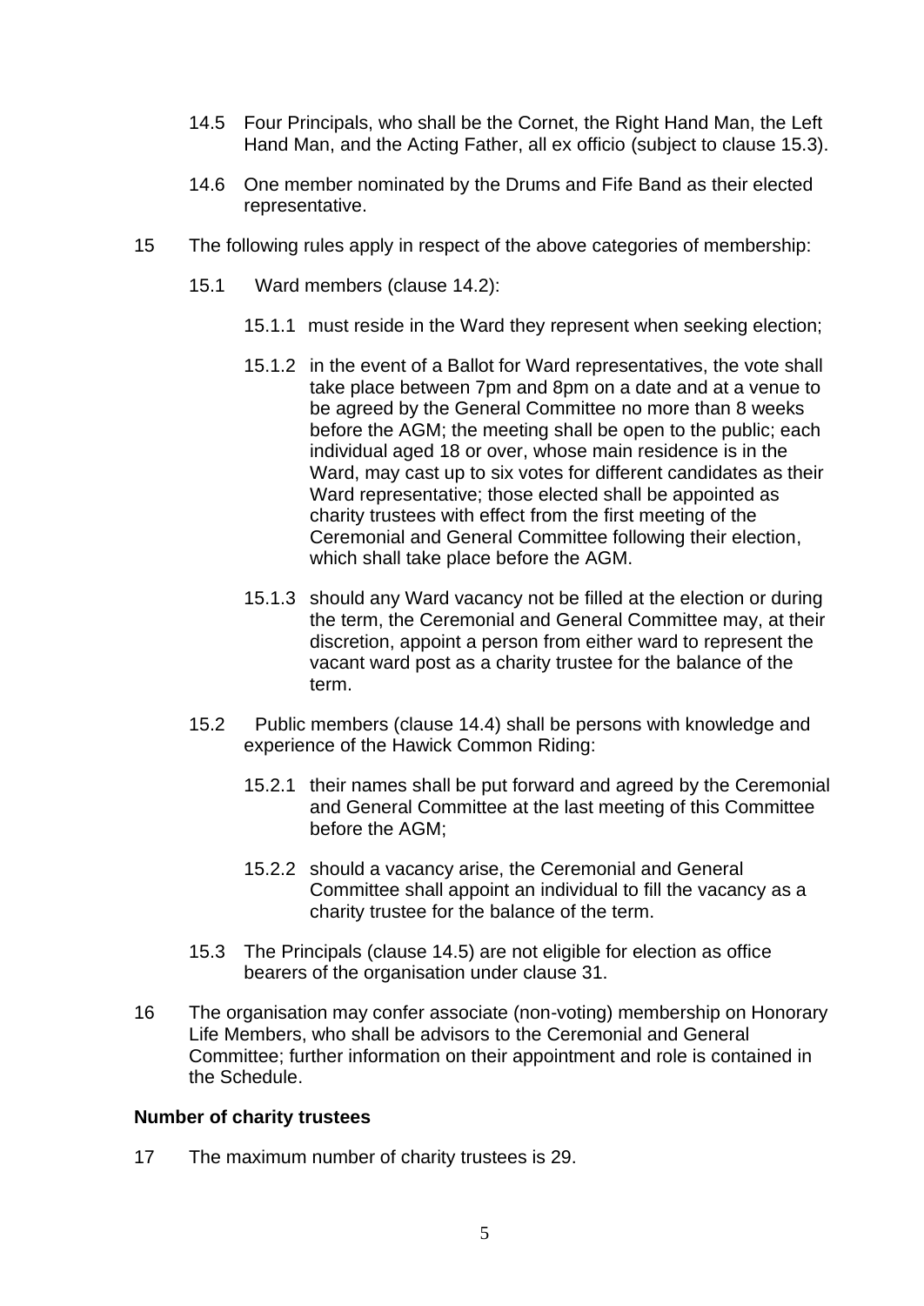14.5 Four Principals, who shall be the Cornet, the Right Hand Man, the Left Hand Man, and the Acting Father, all ex officio (subject to clause 15.3).

14.6 One member nominated by the Drums and Fife Band as their elected representative.

15 The following rules apply in respect of the above categories of membership:

15.1 Ward members (clause 14.2):

15.1.1 must reside in the Ward they represent when seeking election;

15.1.2 in the event of a Ballot for Ward representatives, the vote shall take place between 7pm and 8pm on a date and at a venue to be agreed by the General Committee no more than 8 weeks before the AGM; the meeting shall be open to the public; each individual aged 18 or over, whose main residence is in the Ward, may cast up to six votes for different candidates as their Ward representative; those elected shall be appointed as charity trustees with effect from the first meeting of the Ceremonial and General Committee following their election, which shall take place before the AGM.

15.1.3 should any Ward vacancy not be filled at the election or during the term, the Ceremonial and General Committee may, at their discretion, appoint a person from either ward to represent the vacant ward post as a charity trustee for the balance of the term.

15.2 Public members (clause 14.4) shall be persons with knowledge and experience of the Hawick Common Riding:

15.2.1 their names shall be put forward and agreed by the Ceremonial and General Committee at the last meeting of this Committee before the AGM;

15.2.2 should a vacancy arise, the Ceremonial and General Committee shall appoint an individual to fill the vacancy as a charity trustee for the balance of the term.

15.3 The Principals (clause 14.5) are not eligible for election as office bearers of the organisation under clause 31.

16 The organisation may confer associate (non-voting) membership on Honorary Life Members, who shall be advisors to the Ceremonial and General Committee; further information on their appointment and role is contained in the Schedule.

**Number of charity trustees**

17 The maximum number of charity trustees is 29.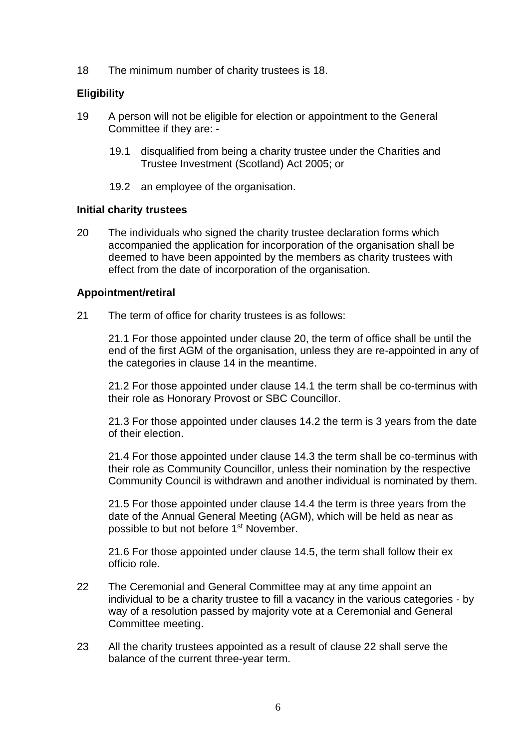18 The minimum number of charity trustees is 18.

**Eligibility**

19 A person will not be eligible for election or appointment to the General Committee if they are: -

19.1 disqualified from being a charity trustee under the Charities and Trustee Investment (Scotland) Act 2005; or

19.2 an employee of the organisation.

**Initial charity trustees**

20 The individuals who signed the charity trustee declaration forms which accompanied the application for incorporation of the organisation shall be deemed to have been appointed by the members as charity trustees with effect from the date of incorporation of the organisation.

**Appointment/retiral**

21 The term of office for charity trustees is as follows:

21.1 For those appointed under clause 20, the term of office shall be until the end of the first AGM of the organisation, unless they are re-appointed in any of the categories in clause 14 in the meantime.

21.2 For those appointed under clause 14.1 the term shall be co-terminus with their role as Honorary Provost or SBC Councillor.

21.3 For those appointed under clauses 14.2 the term is 3 years from the date of their election.

21.4 For those appointed under clause 14.3 the term shall be co-terminus with their role as Community Councillor, unless their nomination by the respective Community Council is withdrawn and another individual is nominated by them.

21.5 For those appointed under clause 14.4 the term is three years from the date of the Annual General Meeting (AGM), which will be held as near as possible to but not before 1st November.

21.6 For those appointed under clause 14.5, the term shall follow their ex officio role.

22 The Ceremonial and General Committee may at any time appoint an individual to be a charity trustee to fill a vacancy in the various categories - by way of a resolution passed by majority vote at a Ceremonial and General Committee meeting.

23 All the charity trustees appointed as a result of clause 22 shall serve the balance of the current three-year term.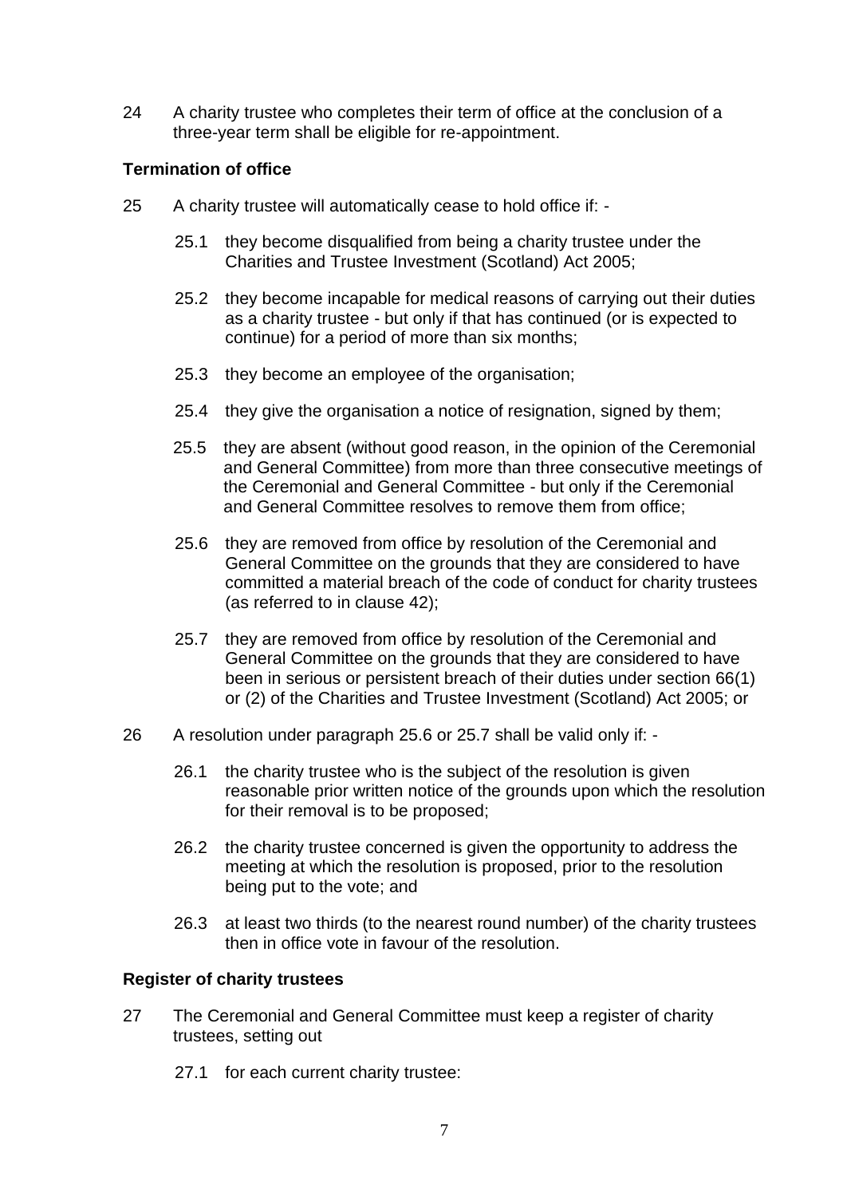24 A charity trustee who completes their term of office at the conclusion of a three-year term shall be eligible for re-appointment.

**Termination of office**

25 A charity trustee will automatically cease to hold office if: -

25.1 they become disqualified from being a charity trustee under the Charities and Trustee Investment (Scotland) Act 2005;

25.2 they become incapable for medical reasons of carrying out their duties as a charity trustee - but only if that has continued (or is expected to continue) for a period of more than six months;

25.3 they become an employee of the organisation;

25.4 they give the organisation a notice of resignation, signed by them;

25.5 they are absent (without good reason, in the opinion of the Ceremonial and General Committee) from more than three consecutive meetings of the Ceremonial and General Committee - but only if the Ceremonial and General Committee resolves to remove them from office;

25.6 they are removed from office by resolution of the Ceremonial and General Committee on the grounds that they are considered to have committed a material breach of the code of conduct for charity trustees (as referred to in clause 42);

25.7 they are removed from office by resolution of the Ceremonial and General Committee on the grounds that they are considered to have been in serious or persistent breach of their duties under section 66(1) or (2) of the Charities and Trustee Investment (Scotland) Act 2005; or

26 A resolution under paragraph 25.6 or 25.7 shall be valid only if: -

26.1 the charity trustee who is the subject of the resolution is given reasonable prior written notice of the grounds upon which the resolution for their removal is to be proposed;

26.2 the charity trustee concerned is given the opportunity to address the meeting at which the resolution is proposed, prior to the resolution being put to the vote; and

26.3 at least two thirds (to the nearest round number) of the charity trustees then in office vote in favour of the resolution.

**Register of charity trustees**

27 The Ceremonial and General Committee must keep a register of charity trustees, setting out

27.1 for each current charity trustee: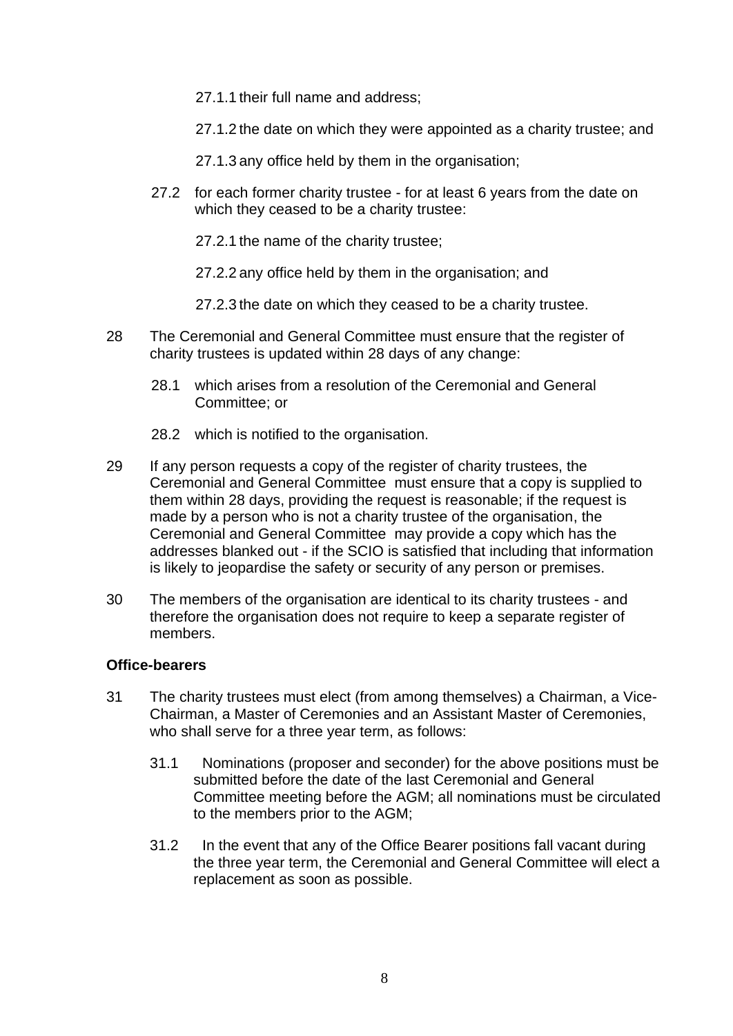27.1.1 their full name and address;

27.1.2 the date on which they were appointed as a charity trustee; and

27.1.3 any office held by them in the organisation;

27.2 for each former charity trustee - for at least 6 years from the date on which they ceased to be a charity trustee:

27.2.1 the name of the charity trustee;

27.2.2 any office held by them in the organisation; and

27.2.3 the date on which they ceased to be a charity trustee.

28 The Ceremonial and General Committee must ensure that the register of charity trustees is updated within 28 days of any change:

28.1 which arises from a resolution of the Ceremonial and General Committee; or

28.2 which is notified to the organisation.

29 If any person requests a copy of the register of charity trustees, the Ceremonial and General Committee must ensure that a copy is supplied to them within 28 days, providing the request is reasonable; if the request is made by a person who is not a charity trustee of the organisation, the Ceremonial and General Committee may provide a copy which has the addresses blanked out - if the SCIO is satisfied that including that information is likely to jeopardise the safety or security of any person or premises.

30 The members of the organisation are identical to its charity trustees - and therefore the organisation does not require to keep a separate register of members.

**Office-bearers**

31 The charity trustees must elect (from among themselves) a Chairman, a Vice-Chairman, a Master of Ceremonies and an Assistant Master of Ceremonies, who shall serve for a three year term, as follows:

31.1 Nominations (proposer and seconder) for the above positions must be submitted before the date of the last Ceremonial and General Committee meeting before the AGM; all nominations must be circulated to the members prior to the AGM;

31.2 In the event that any of the Office Bearer positions fall vacant during the three year term, the Ceremonial and General Committee will elect a replacement as soon as possible.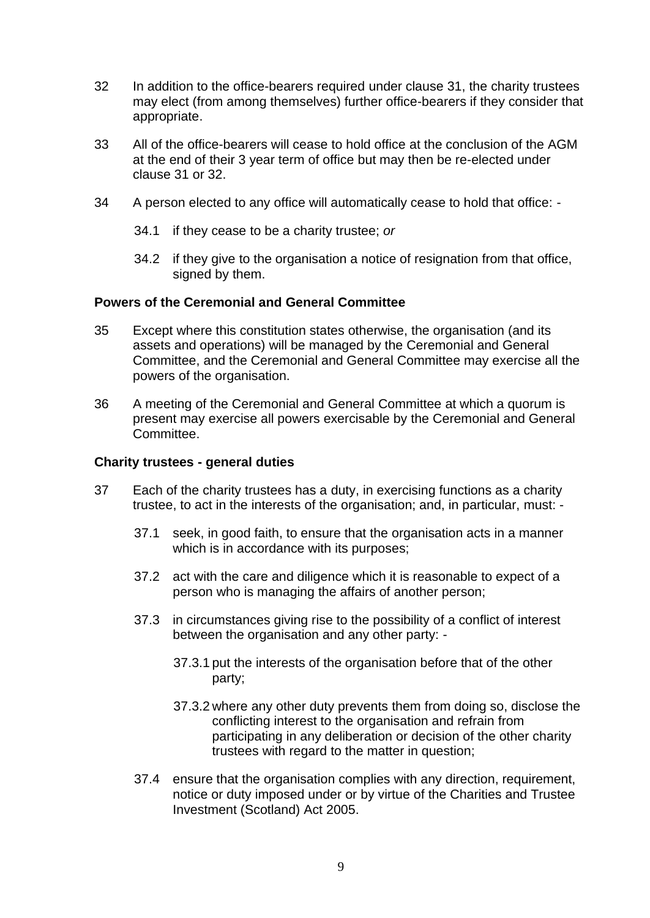32 In addition to the office-bearers required under clause 31, the charity trustees may elect (from among themselves) further office-bearers if they consider that appropriate.

33 All of the office-bearers will cease to hold office at the conclusion of the AGM at the end of their 3 year term of office but may then be re-elected under clause 31 or 32.

34 A person elected to any office will automatically cease to hold that office: -

 34.1 if they cease to be a charity trustee; *or*

 34.2 if they give to the organisation a notice of resignation from that office, signed by them.

**Powers of the Ceremonial and General Committee**

35 Except where this constitution states otherwise, the organisation (and its assets and operations) will be managed by the Ceremonial and General Committee, and the Ceremonial and General Committee may exercise all the powers of the organisation.

36 A meeting of the Ceremonial and General Committee at which a quorum is present may exercise all powers exercisable by the Ceremonial and General Committee.

**Charity trustees - general duties**

37 Each of the charity trustees has a duty, in exercising functions as a charity trustee, to act in the interests of the organisation; and, in particular, must: -

 37.1 seek, in good faith, to ensure that the organisation acts in a manner which is in accordance with its purposes;

 37.2 act with the care and diligence which it is reasonable to expect of a person who is managing the affairs of another person;

 37.3 in circumstances giving rise to the possibility of a conflict of interest between the organisation and any other party: -

  37.3.1 put the interests of the organisation before that of the other party;

  37.3.2 where any other duty prevents them from doing so, disclose the conflicting interest to the organisation and refrain from participating in any deliberation or decision of the other charity trustees with regard to the matter in question;

 37.4 ensure that the organisation complies with any direction, requirement, notice or duty imposed under or by virtue of the Charities and Trustee Investment (Scotland) Act 2005.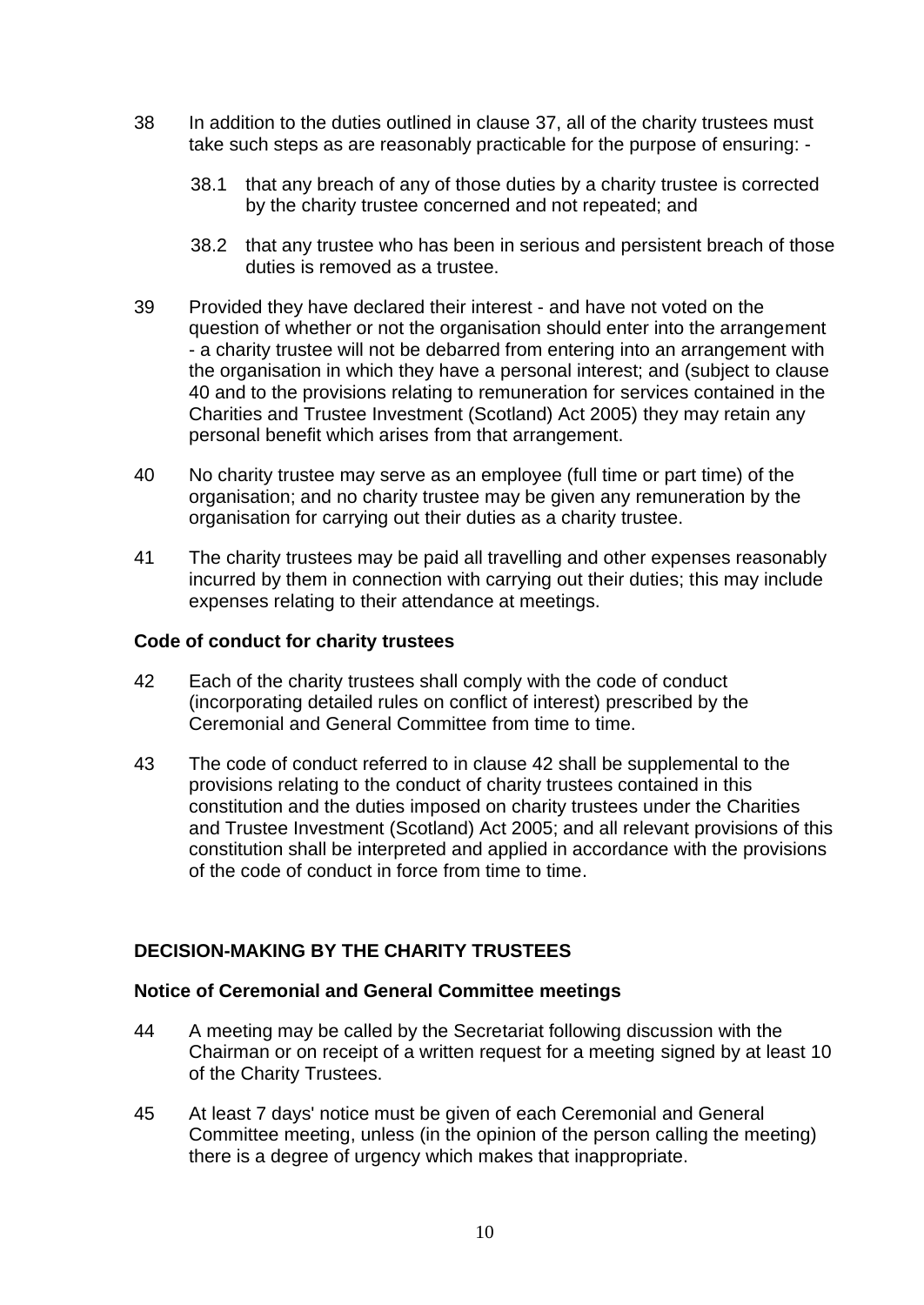38 In addition to the duties outlined in clause 37, all of the charity trustees must take such steps as are reasonably practicable for the purpose of ensuring: -

38.1 that any breach of any of those duties by a charity trustee is corrected by the charity trustee concerned and not repeated; and

38.2 that any trustee who has been in serious and persistent breach of those duties is removed as a trustee.

39 Provided they have declared their interest - and have not voted on the question of whether or not the organisation should enter into the arrangement - a charity trustee will not be debarred from entering into an arrangement with the organisation in which they have a personal interest; and (subject to clause 40 and to the provisions relating to remuneration for services contained in the Charities and Trustee Investment (Scotland) Act 2005) they may retain any personal benefit which arises from that arrangement.

40 No charity trustee may serve as an employee (full time or part time) of the organisation; and no charity trustee may be given any remuneration by the organisation for carrying out their duties as a charity trustee.

41 The charity trustees may be paid all travelling and other expenses reasonably incurred by them in connection with carrying out their duties; this may include expenses relating to their attendance at meetings.

### Code of conduct for charity trustees

42 Each of the charity trustees shall comply with the code of conduct (incorporating detailed rules on conflict of interest) prescribed by the Ceremonial and General Committee from time to time.

43 The code of conduct referred to in clause 42 shall be supplemental to the provisions relating to the conduct of charity trustees contained in this constitution and the duties imposed on charity trustees under the Charities and Trustee Investment (Scotland) Act 2005; and all relevant provisions of this constitution shall be interpreted and applied in accordance with the provisions of the code of conduct in force from time to time.

## DECISION-MAKING BY THE CHARITY TRUSTEES

### Notice of Ceremonial and General Committee meetings

44 A meeting may be called by the Secretariat following discussion with the Chairman or on receipt of a written request for a meeting signed by at least 10 of the Charity Trustees.

45 At least 7 days' notice must be given of each Ceremonial and General Committee meeting, unless (in the opinion of the person calling the meeting) there is a degree of urgency which makes that inappropriate.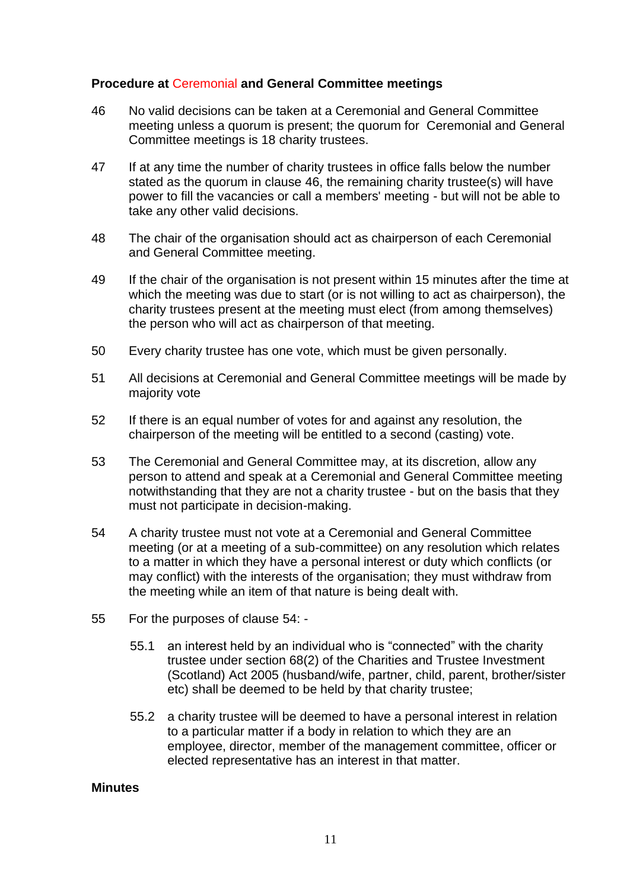### Procedure at Ceremonial and General Committee meetings

46 No valid decisions can be taken at a Ceremonial and General Committee meeting unless a quorum is present; the quorum for Ceremonial and General Committee meetings is 18 charity trustees.

47 If at any time the number of charity trustees in office falls below the number stated as the quorum in clause 46, the remaining charity trustee(s) will have power to fill the vacancies or call a members' meeting - but will not be able to take any other valid decisions.

48 The chair of the organisation should act as chairperson of each Ceremonial and General Committee meeting.

49 If the chair of the organisation is not present within 15 minutes after the time at which the meeting was due to start (or is not willing to act as chairperson), the charity trustees present at the meeting must elect (from among themselves) the person who will act as chairperson of that meeting.

50 Every charity trustee has one vote, which must be given personally.

51 All decisions at Ceremonial and General Committee meetings will be made by majority vote

52 If there is an equal number of votes for and against any resolution, the chairperson of the meeting will be entitled to a second (casting) vote.

53 The Ceremonial and General Committee may, at its discretion, allow any person to attend and speak at a Ceremonial and General Committee meeting notwithstanding that they are not a charity trustee - but on the basis that they must not participate in decision-making.

54 A charity trustee must not vote at a Ceremonial and General Committee meeting (or at a meeting of a sub-committee) on any resolution which relates to a matter in which they have a personal interest or duty which conflicts (or may conflict) with the interests of the organisation; they must withdraw from the meeting while an item of that nature is being dealt with.

55 For the purposes of clause 54: -

55.1 an interest held by an individual who is "connected" with the charity trustee under section 68(2) of the Charities and Trustee Investment (Scotland) Act 2005 (husband/wife, partner, child, parent, brother/sister etc) shall be deemed to be held by that charity trustee;

55.2 a charity trustee will be deemed to have a personal interest in relation to a particular matter if a body in relation to which they are an employee, director, member of the management committee, officer or elected representative has an interest in that matter.

### Minutes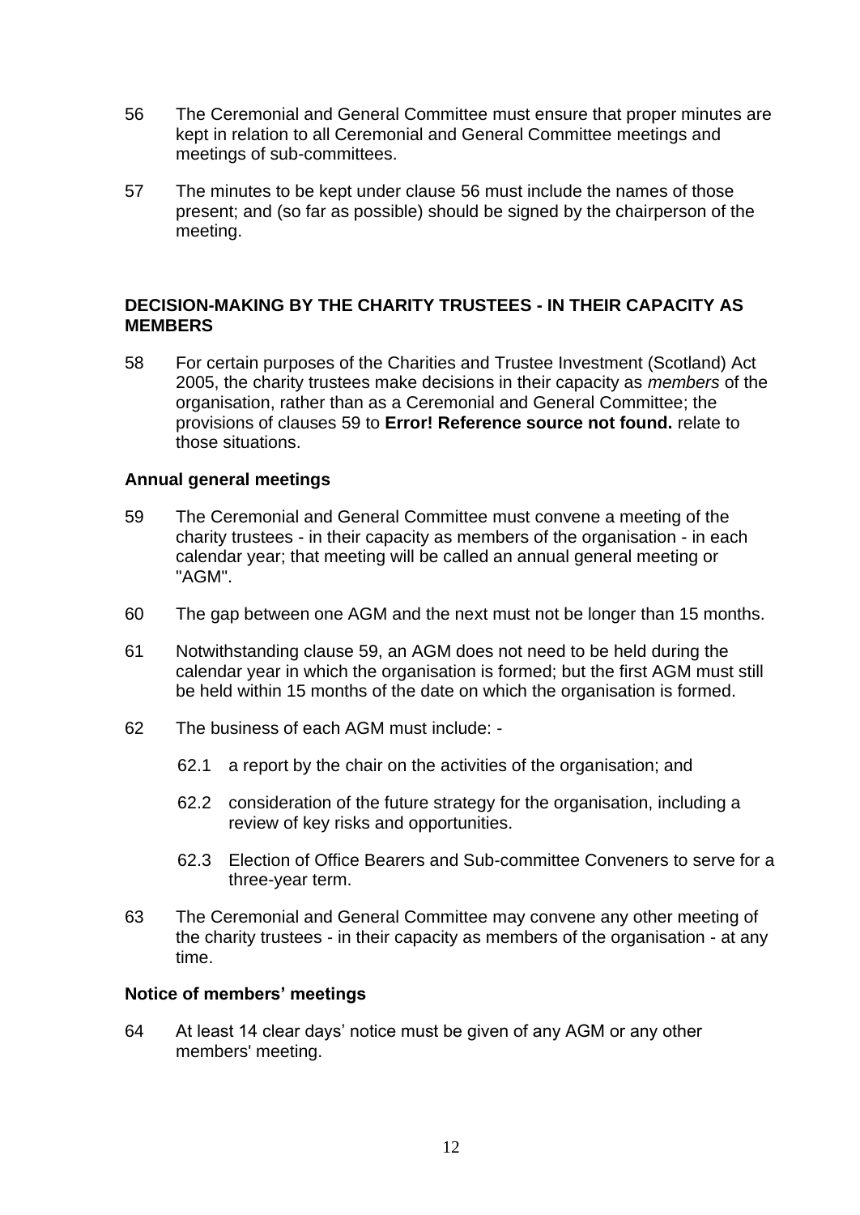56 The Ceremonial and General Committee must ensure that proper minutes are kept in relation to all Ceremonial and General Committee meetings and meetings of sub-committees.

57 The minutes to be kept under clause 56 must include the names of those present; and (so far as possible) should be signed by the chairperson of the meeting.

## DECISION-MAKING BY THE CHARITY TRUSTEES - IN THEIR CAPACITY AS MEMBERS

58 For certain purposes of the Charities and Trustee Investment (Scotland) Act 2005, the charity trustees make decisions in their capacity as *members* of the organisation, rather than as a Ceremonial and General Committee; the provisions of clauses 59 to **Error! Reference source not found.** relate to those situations.

### Annual general meetings

59 The Ceremonial and General Committee must convene a meeting of the charity trustees - in their capacity as members of the organisation - in each calendar year; that meeting will be called an annual general meeting or "AGM".

60 The gap between one AGM and the next must not be longer than 15 months.

61 Notwithstanding clause 59, an AGM does not need to be held during the calendar year in which the organisation is formed; but the first AGM must still be held within 15 months of the date on which the organisation is formed.

62 The business of each AGM must include: -

62.1 a report by the chair on the activities of the organisation; and

62.2 consideration of the future strategy for the organisation, including a review of key risks and opportunities.

62.3 Election of Office Bearers and Sub-committee Conveners to serve for a three-year term.

63 The Ceremonial and General Committee may convene any other meeting of the charity trustees - in their capacity as members of the organisation - at any time.

### Notice of members' meetings

64 At least 14 clear days' notice must be given of any AGM or any other members' meeting.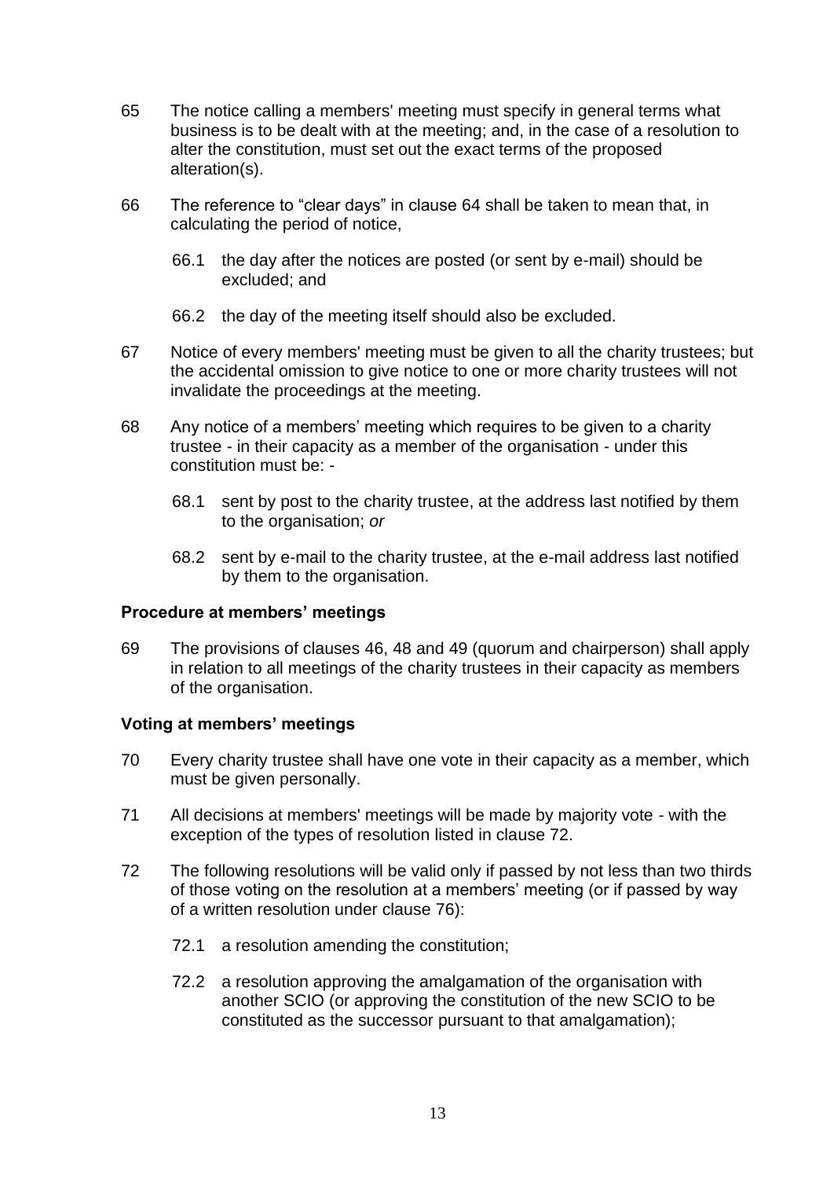65 The notice calling a members' meeting must specify in general terms what business is to be dealt with at the meeting; and, in the case of a resolution to alter the constitution, must set out the exact terms of the proposed alteration(s).

66 The reference to "clear days" in clause 64 shall be taken to mean that, in calculating the period of notice,

66.1 the day after the notices are posted (or sent by e-mail) should be excluded; and

66.2 the day of the meeting itself should also be excluded.

67 Notice of every members' meeting must be given to all the charity trustees; but the accidental omission to give notice to one or more charity trustees will not invalidate the proceedings at the meeting.

68 Any notice of a members' meeting which requires to be given to a charity trustee - in their capacity as a member of the organisation - under this constitution must be: -

68.1 sent by post to the charity trustee, at the address last notified by them to the organisation; *or*

68.2 sent by e-mail to the charity trustee, at the e-mail address last notified by them to the organisation.

**Procedure at members' meetings**

69 The provisions of clauses 46, 48 and 49 (quorum and chairperson) shall apply in relation to all meetings of the charity trustees in their capacity as members of the organisation.

**Voting at members' meetings**

70 Every charity trustee shall have one vote in their capacity as a member, which must be given personally.

71 All decisions at members' meetings will be made by majority vote - with the exception of the types of resolution listed in clause 72.

72 The following resolutions will be valid only if passed by not less than two thirds of those voting on the resolution at a members' meeting (or if passed by way of a written resolution under clause 76):

72.1 a resolution amending the constitution;

72.2 a resolution approving the amalgamation of the organisation with another SCIO (or approving the constitution of the new SCIO to be constituted as the successor pursuant to that amalgamation);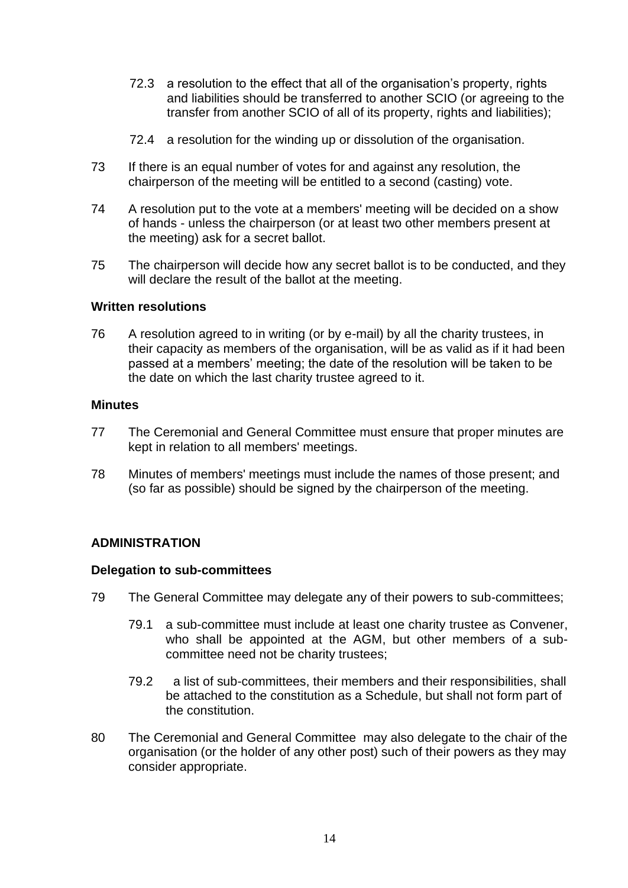72.3 a resolution to the effect that all of the organisation's property, rights and liabilities should be transferred to another SCIO (or agreeing to the transfer from another SCIO of all of its property, rights and liabilities);

72.4 a resolution for the winding up or dissolution of the organisation.

73 If there is an equal number of votes for and against any resolution, the chairperson of the meeting will be entitled to a second (casting) vote.

74 A resolution put to the vote at a members' meeting will be decided on a show of hands - unless the chairperson (or at least two other members present at the meeting) ask for a secret ballot.

75 The chairperson will decide how any secret ballot is to be conducted, and they will declare the result of the ballot at the meeting.

**Written resolutions**

76 A resolution agreed to in writing (or by e-mail) by all the charity trustees, in their capacity as members of the organisation, will be as valid as if it had been passed at a members' meeting; the date of the resolution will be taken to be the date on which the last charity trustee agreed to it.

**Minutes**

77 The Ceremonial and General Committee must ensure that proper minutes are kept in relation to all members' meetings.

78 Minutes of members' meetings must include the names of those present; and (so far as possible) should be signed by the chairperson of the meeting.

## ADMINISTRATION

**Delegation to sub-committees**

79 The General Committee may delegate any of their powers to sub-committees;

79.1 a sub-committee must include at least one charity trustee as Convener, who shall be appointed at the AGM, but other members of a sub-committee need not be charity trustees;

79.2 a list of sub-committees, their members and their responsibilities, shall be attached to the constitution as a Schedule, but shall not form part of the constitution.

80 The Ceremonial and General Committee may also delegate to the chair of the organisation (or the holder of any other post) such of their powers as they may consider appropriate.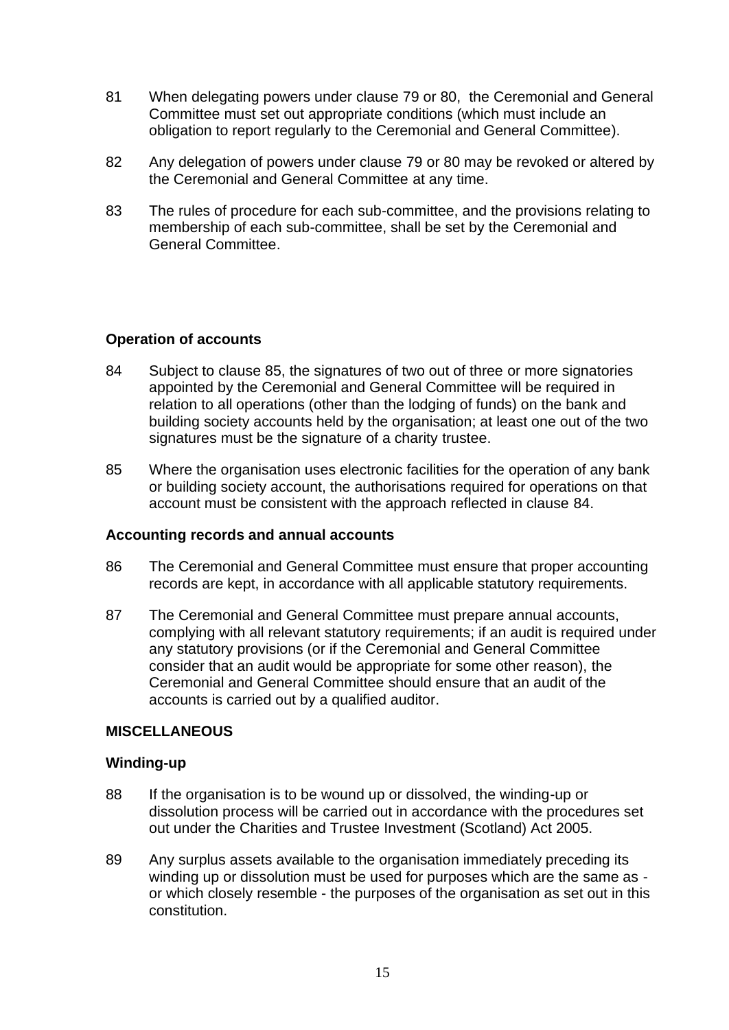81 When delegating powers under clause 79 or 80, the Ceremonial and General Committee must set out appropriate conditions (which must include an obligation to report regularly to the Ceremonial and General Committee).

82 Any delegation of powers under clause 79 or 80 may be revoked or altered by the Ceremonial and General Committee at any time.

83 The rules of procedure for each sub-committee, and the provisions relating to membership of each sub-committee, shall be set by the Ceremonial and General Committee.

### Operation of accounts

84 Subject to clause 85, the signatures of two out of three or more signatories appointed by the Ceremonial and General Committee will be required in relation to all operations (other than the lodging of funds) on the bank and building society accounts held by the organisation; at least one out of the two signatures must be the signature of a charity trustee.

85 Where the organisation uses electronic facilities for the operation of any bank or building society account, the authorisations required for operations on that account must be consistent with the approach reflected in clause 84.

### Accounting records and annual accounts

86 The Ceremonial and General Committee must ensure that proper accounting records are kept, in accordance with all applicable statutory requirements.

87 The Ceremonial and General Committee must prepare annual accounts, complying with all relevant statutory requirements; if an audit is required under any statutory provisions (or if the Ceremonial and General Committee consider that an audit would be appropriate for some other reason), the Ceremonial and General Committee should ensure that an audit of the accounts is carried out by a qualified auditor.

## MISCELLANEOUS

### Winding-up

88 If the organisation is to be wound up or dissolved, the winding-up or dissolution process will be carried out in accordance with the procedures set out under the Charities and Trustee Investment (Scotland) Act 2005.

89 Any surplus assets available to the organisation immediately preceding its winding up or dissolution must be used for purposes which are the same as - or which closely resemble - the purposes of the organisation as set out in this constitution.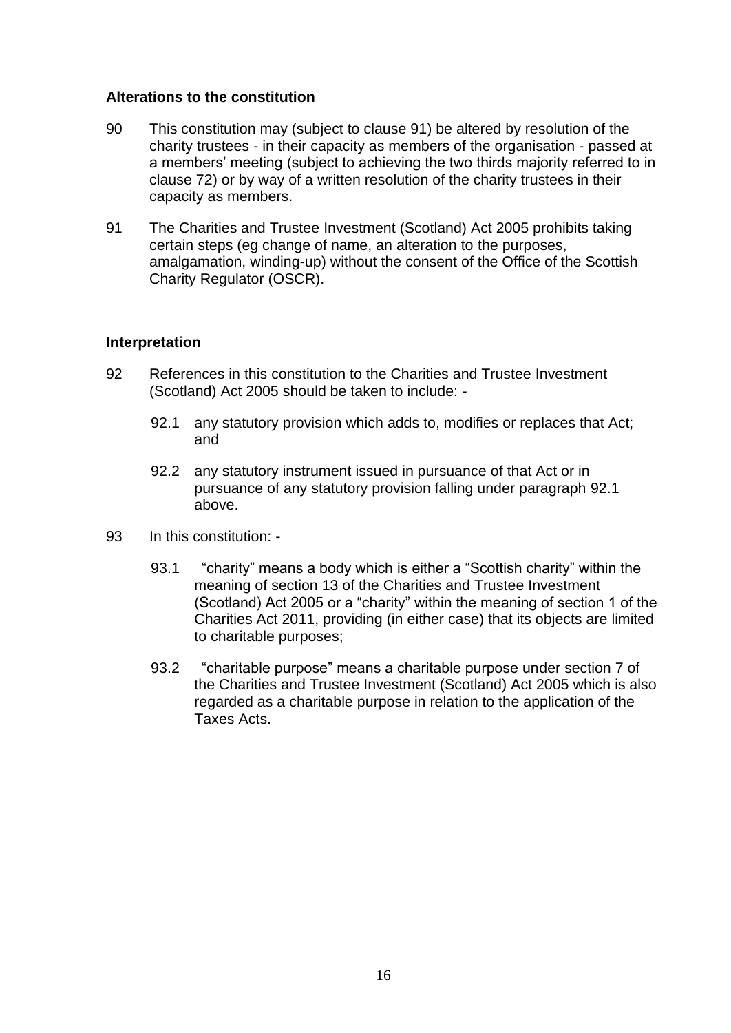**Alterations to the constitution**

90 This constitution may (subject to clause 91) be altered by resolution of the charity trustees - in their capacity as members of the organisation - passed at a members' meeting (subject to achieving the two thirds majority referred to in clause 72) or by way of a written resolution of the charity trustees in their capacity as members.

91 The Charities and Trustee Investment (Scotland) Act 2005 prohibits taking certain steps (eg change of name, an alteration to the purposes, amalgamation, winding-up) without the consent of the Office of the Scottish Charity Regulator (OSCR).

**Interpretation**

92 References in this constitution to the Charities and Trustee Investment (Scotland) Act 2005 should be taken to include: -

92.1 any statutory provision which adds to, modifies or replaces that Act; and

92.2 any statutory instrument issued in pursuance of that Act or in pursuance of any statutory provision falling under paragraph 92.1 above.

93 In this constitution: -

93.1 "charity" means a body which is either a "Scottish charity" within the meaning of section 13 of the Charities and Trustee Investment (Scotland) Act 2005 or a "charity" within the meaning of section 1 of the Charities Act 2011, providing (in either case) that its objects are limited to charitable purposes;

93.2 "charitable purpose" means a charitable purpose under section 7 of the Charities and Trustee Investment (Scotland) Act 2005 which is also regarded as a charitable purpose in relation to the application of the Taxes Acts.